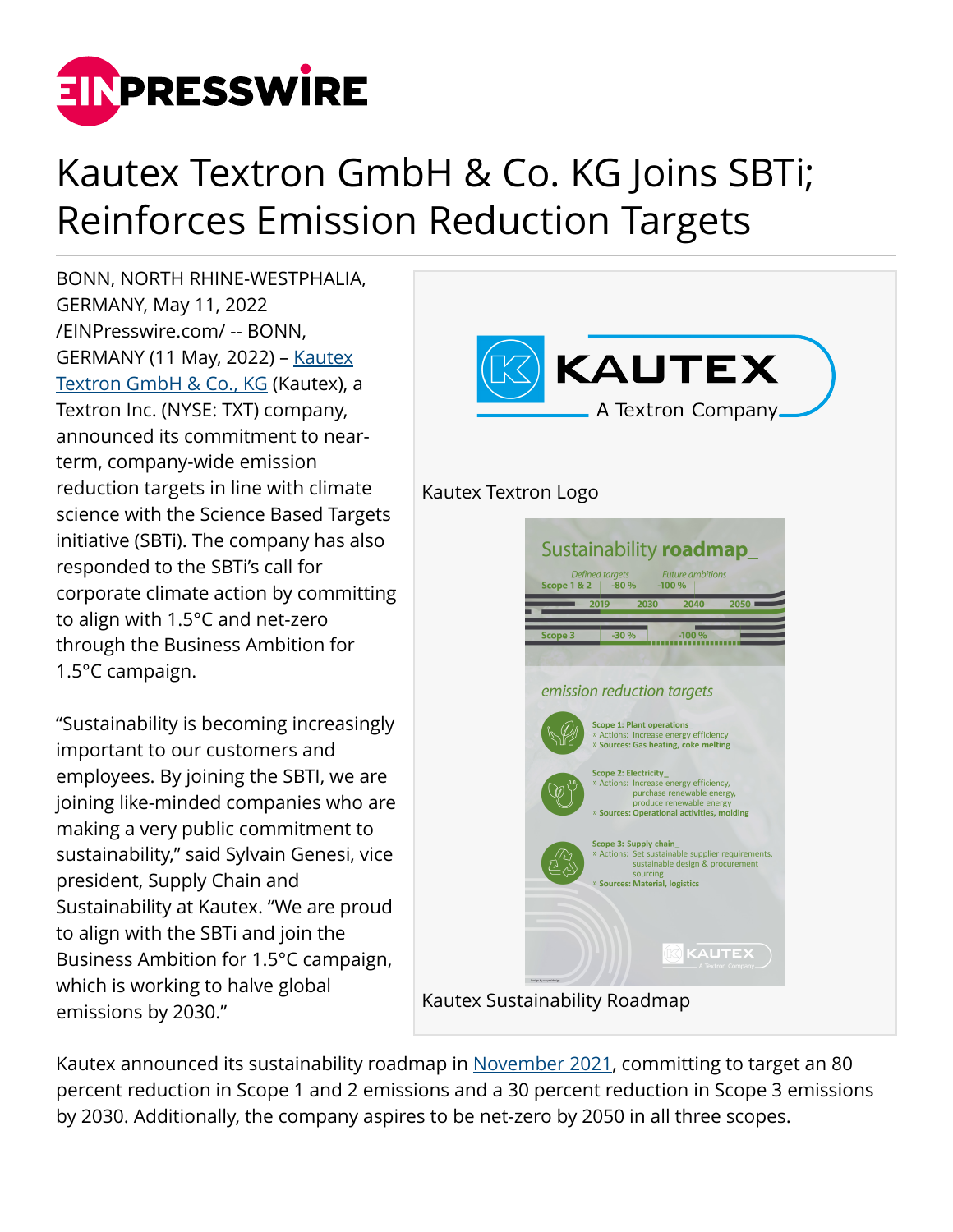# Kautex Textron GmbH & Co. KG Joins SBTi; Reinforces Emission Reduction Targets

BONN, NORTH RHINE-WESTPHALIA, GERMANY, May 11, 2022 /EINPresswire.com/ -- BONN, GERMANY (11 May, 2022) – Kautex Textron GmbH & Co., KG (Kautex), a Textron Inc. (NYSE: TXT) company, announced its commitment to near-term, company-wide emission reduction targets in line with climate science with the Science Based Targets initiative (SBTi). The company has also responded to the SBTi's call for corporate climate action by committing to align with 1.5°C and net-zero through the Business Ambition for 1.5°C campaign.

"Sustainability is becoming increasingly important to our customers and employees. By joining the SBTI, we are joining like-minded companies who are making a very public commitment to sustainability," said Sylvain Genesi, vice president, Supply Chain and Sustainability at Kautex. "We are proud to align with the SBTi and join the Business Ambition for 1.5°C campaign, which is working to halve global emissions by 2030."

Kautex Textron Logo

Kautex Sustainability Roadmap

Kautex announced its sustainability roadmap in November 2021, committing to target an 80 percent reduction in Scope 1 and 2 emissions and a 30 percent reduction in Scope 3 emissions by 2030. Additionally, the company aspires to be net-zero by 2050 in all three scopes.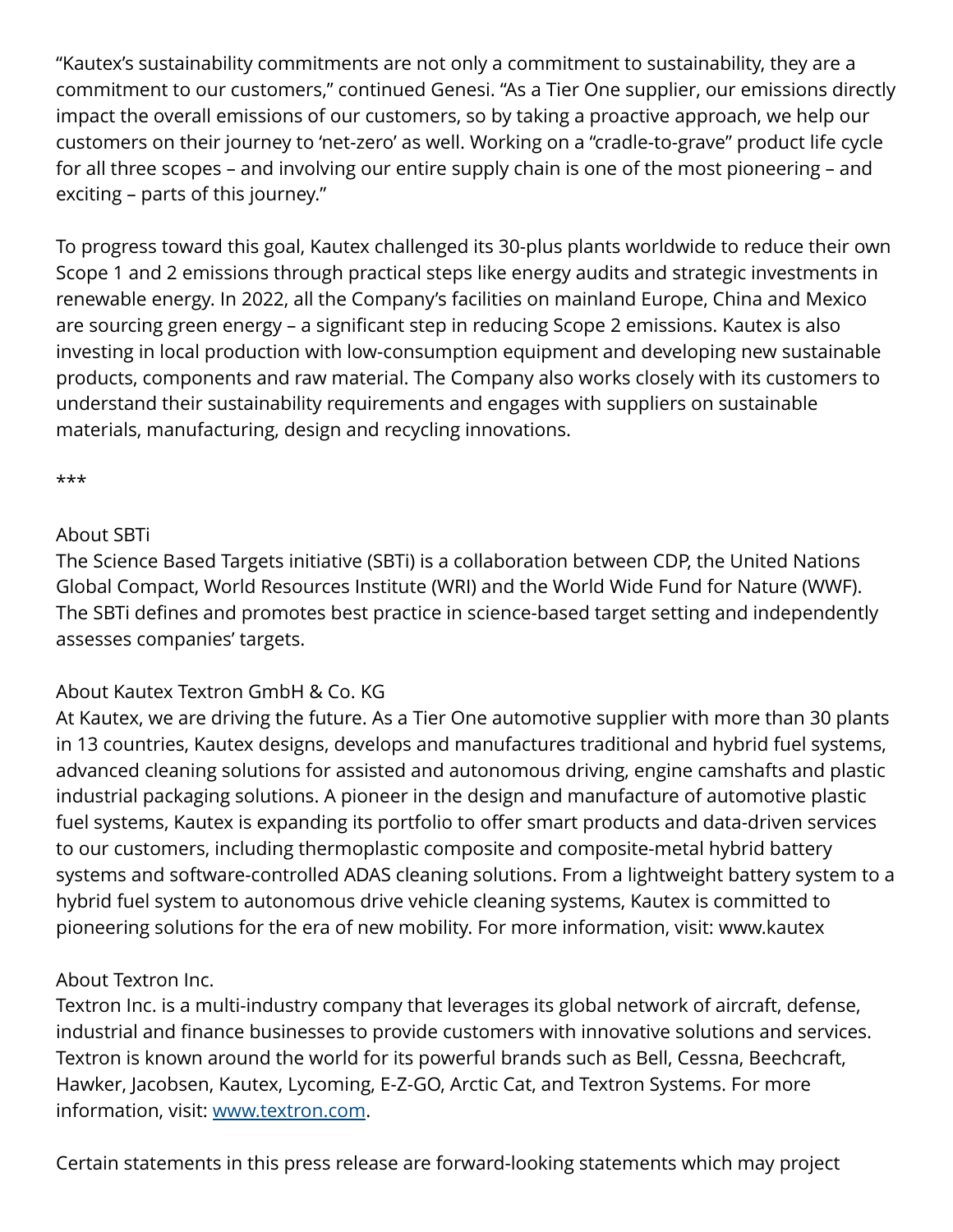"Kautex's sustainability commitments are not only a commitment to sustainability, they are a commitment to our customers," continued Genesi. "As a Tier One supplier, our emissions directly impact the overall emissions of our customers, so by taking a proactive approach, we help our customers on their journey to 'net-zero' as well. Working on a "cradle-to-grave" product life cycle for all three scopes – and involving our entire supply chain is one of the most pioneering – and exciting – parts of this journey."

To progress toward this goal, Kautex challenged its 30-plus plants worldwide to reduce their own Scope 1 and 2 emissions through practical steps like energy audits and strategic investments in renewable energy. In 2022, all the Company's facilities on mainland Europe, China and Mexico are sourcing green energy – a significant step in reducing Scope 2 emissions. Kautex is also investing in local production with low-consumption equipment and developing new sustainable products, components and raw material. The Company also works closely with its customers to understand their sustainability requirements and engages with suppliers on sustainable materials, manufacturing, design and recycling innovations.

***

About SBTi
The Science Based Targets initiative (SBTi) is a collaboration between CDP, the United Nations Global Compact, World Resources Institute (WRI) and the World Wide Fund for Nature (WWF). The SBTi defines and promotes best practice in science-based target setting and independently assesses companies' targets.

About Kautex Textron GmbH & Co. KG
At Kautex, we are driving the future. As a Tier One automotive supplier with more than 30 plants in 13 countries, Kautex designs, develops and manufactures traditional and hybrid fuel systems, advanced cleaning solutions for assisted and autonomous driving, engine camshafts and plastic industrial packaging solutions. A pioneer in the design and manufacture of automotive plastic fuel systems, Kautex is expanding its portfolio to offer smart products and data-driven services to our customers, including thermoplastic composite and composite-metal hybrid battery systems and software-controlled ADAS cleaning solutions. From a lightweight battery system to a hybrid fuel system to autonomous drive vehicle cleaning systems, Kautex is committed to pioneering solutions for the era of new mobility. For more information, visit: www.kautex

About Textron Inc.
Textron Inc. is a multi-industry company that leverages its global network of aircraft, defense, industrial and finance businesses to provide customers with innovative solutions and services. Textron is known around the world for its powerful brands such as Bell, Cessna, Beechcraft, Hawker, Jacobsen, Kautex, Lycoming, E-Z-GO, Arctic Cat, and Textron Systems. For more information, visit: [www.textron.com](http://www.textron.com).

Certain statements in this press release are forward-looking statements which may project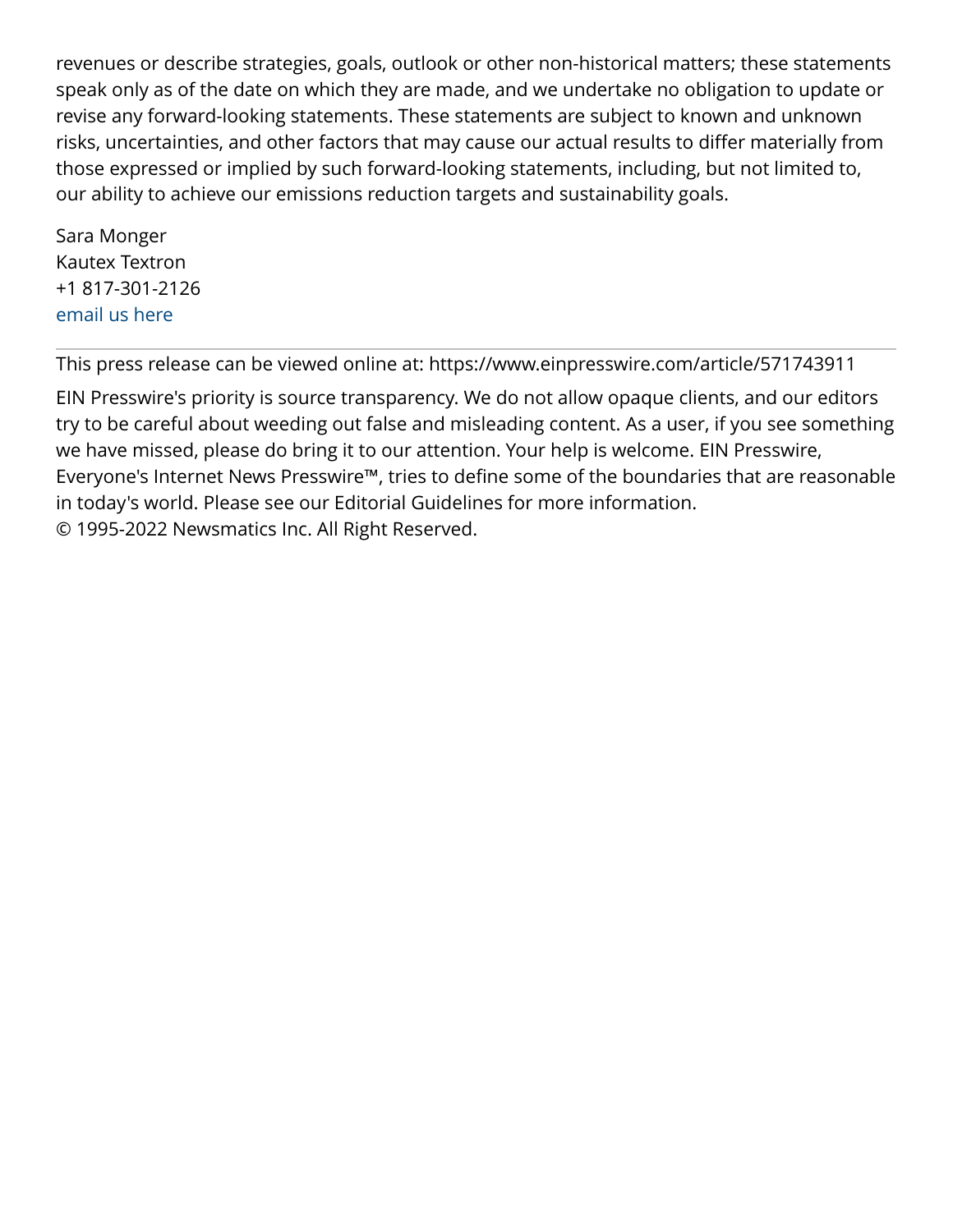revenues or describe strategies, goals, outlook or other non-historical matters; these statements speak only as of the date on which they are made, and we undertake no obligation to update or revise any forward-looking statements. These statements are subject to known and unknown risks, uncertainties, and other factors that may cause our actual results to differ materially from those expressed or implied by such forward-looking statements, including, but not limited to, our ability to achieve our emissions reduction targets and sustainability goals.

Sara Monger
Kautex Textron
+1 817-301-2126
email us here

---

This press release can be viewed online at: https://www.einpresswire.com/article/571743911

EIN Presswire's priority is source transparency. We do not allow opaque clients, and our editors try to be careful about weeding out false and misleading content. As a user, if you see something we have missed, please do bring it to our attention. Your help is welcome. EIN Presswire, Everyone's Internet News Presswire™, tries to define some of the boundaries that are reasonable in today's world. Please see our Editorial Guidelines for more information.
© 1995-2022 Newsmatics Inc. All Right Reserved.